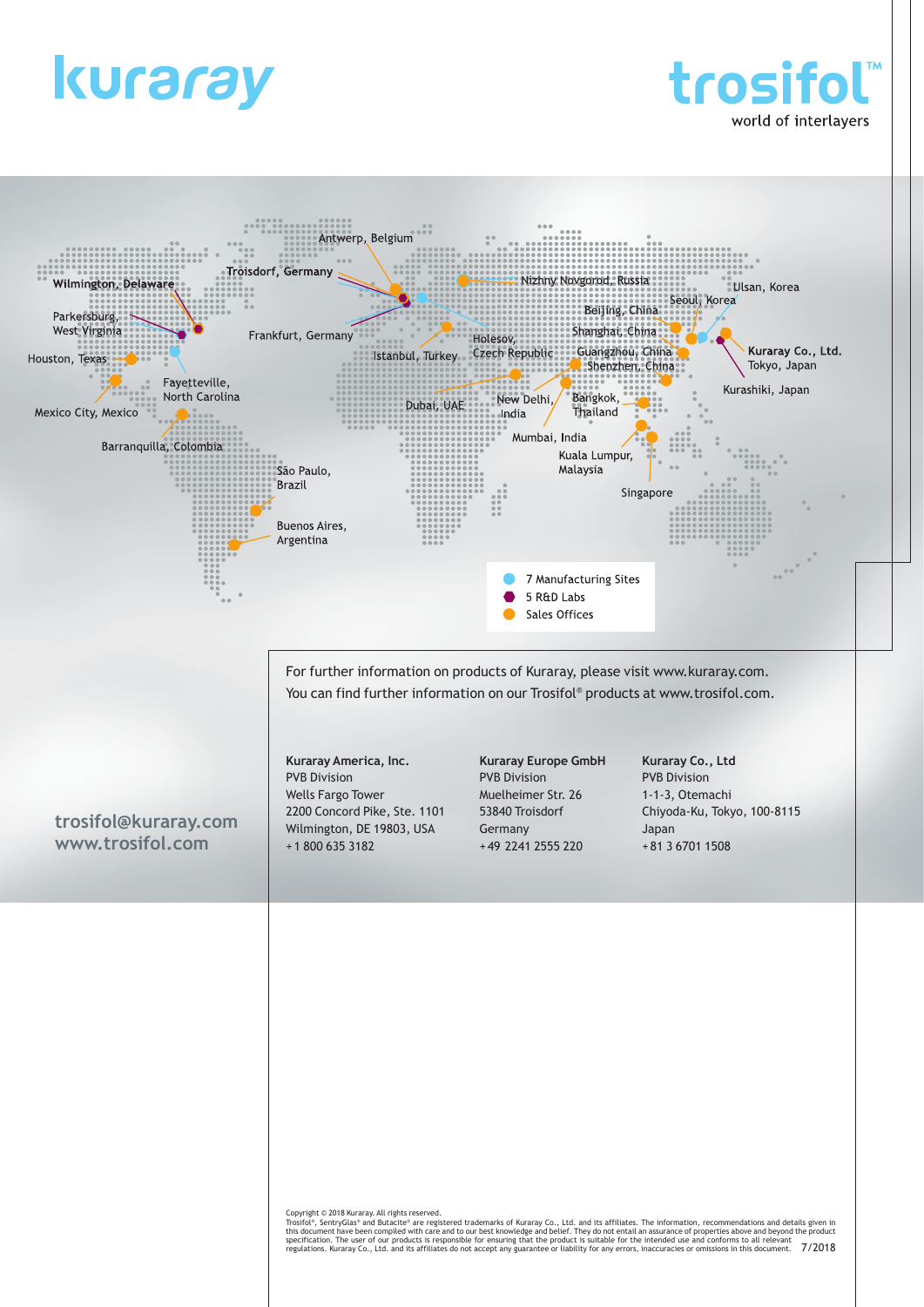# kuraray

# trosifol™

world of interlayers

Antwerp, Belgium
Troisdorf, Germany
Wilmington, Delaware
Parkersburg, West Virginia
Houston, Texas
Fayetteville, North Carolina
Mexico City, Mexico
Barranquilla, Colombia
São Paulo, Brazil
Buenos Aires, Argentina
Frankfurt, Germany
Istanbul, Turkey
Holesov, Czech Republic
Dubai, UAE
New Delhi, India
Mumbai, India
Nizhny Novgorod, Russia
Beijing, China
Shanghai, China
Guangzhou, China
Shenzhen, China
Bangkok, Thailand
Kuala Lumpur, Malaysia
Singapore
Seoul, Korea
Ulsan, Korea
Kuraray Co., Ltd. Tokyo, Japan
Kurashiki, Japan

- 7 Manufacturing Sites
- 5 R&D Labs
- Sales Offices

For further information on products of Kuraray, please visit www.kuraray.com.
You can find further information on our Trosifol® products at www.trosifol.com.

**Kuraray America, Inc.**
PVB Division
Wells Fargo Tower
2200 Concord Pike, Ste. 1101
Wilmington, DE 19803, USA
+1 800 635 3182

**Kuraray Europe GmbH**
PVB Division
Muelheimer Str. 26
53840 Troisdorf
Germany
+49 2241 2555 220

**Kuraray Co., Ltd**
PVB Division
1-1-3, Otemachi
Chiyoda-Ku, Tokyo, 100-8115
Japan
+81 3 6701 1508

**trosifol@kuraray.com**
**www.trosifol.com**

Copyright © 2018 Kuraray. All rights reserved.
Trosifol®, SentryGlas® and Butacite® are registered trademarks of Kuraray Co., Ltd. and its affiliates. The information, recommendations and details given in this document have been compiled with care and to our best knowledge and belief. They do not entail an assurance of properties above and beyond the product specification. The user of our products is responsible for ensuring that the product is suitable for the intended use and conforms to all relevant regulations. Kuraray Co., Ltd. and its affiliates do not accept any guarantee or liability for any errors, inaccuracies or omissions in this document. 7/2018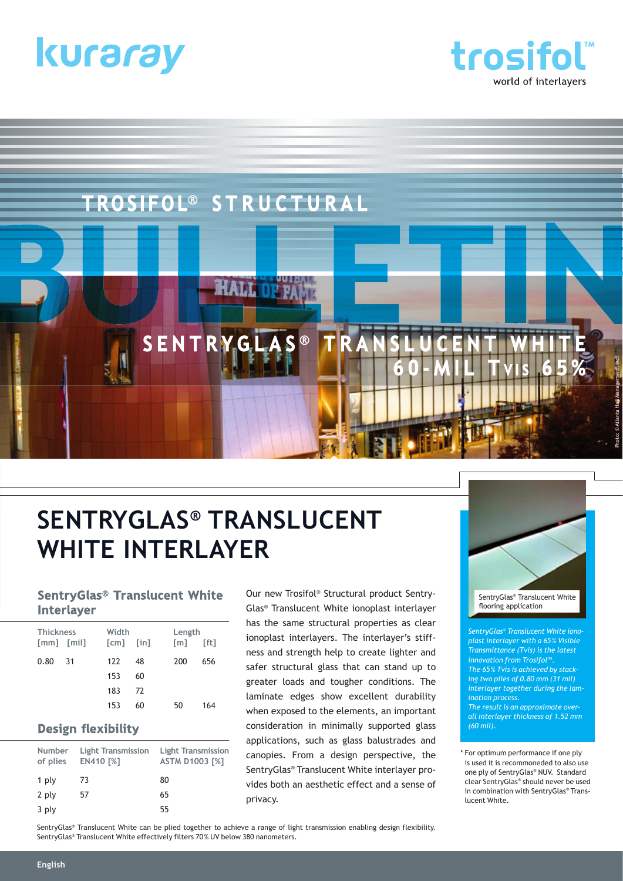kuraray

trosifol™ world of interlayers

TROSIFOL® STRUCTURAL

BULLETIN

SENTRYGLAS® TRANSLUCENT WHITE 60-MIL Tvis 65%

Photo: © Atlanta Hall Management, Inc.

# SENTRYGLAS® TRANSLUCENT WHITE INTERLAYER

## SentryGlas® Translucent White Interlayer

| Thickness [mm] | [mil] | Width [cm] | [in] | Length [m] | [ft] |
|---|---|---|---|---|---|
| 0.80 | 31 | 122 | 48 | 200 | 656 |
| | | 153 | 60 | | |
| | | 183 | 72 | | |
| | | 153 | 60 | 50 | 164 |

## Design flexibility

| Number of plies | Light Transmission EN410 [%] | Light Transmission ASTM D1003 [%] |
|---|---|---|
| 1 ply | 73 | 80 |
| 2 ply | 57 | 65 |
| 3 ply | | 55 |

Our new Trosifol® Structural product SentryGlas® Translucent White ionoplast interlayer has the same structural properties as clear ionoplast interlayers. The interlayer's stiffness and strength help to create lighter and safer structural glass that can stand up to greater loads and tougher conditions. The laminate edges show excellent durability when exposed to the elements, an important consideration in minimally supported glass applications, such as glass balustrades and canopies. From a design perspective, the SentryGlas® Translucent White interlayer provides both an aesthetic effect and a sense of privacy.

SentryGlas® Translucent White flooring application

*SentryGlas® Translucent White ionoplast interlayer with a 65% Visible Transmittance (Tvis) is the latest innovation from Trosifol™.*
*The 65% Tvis is achieved by stacking two plies of 0.80 mm (31 mil) interlayer together during the lamination process.*
*The result is an approximate overall interlayer thickness of 1.52 mm (60 mil).*

\* For optimum performance if one ply is used it is recommended to also use one ply of SentryGlas® NUV. Standard clear SentryGlas® should never be used in combination with SentryGlas® Translucent White.

SentryGlas® Translucent White can be plied together to achieve a range of light transmission enabling design flexibility.
SentryGlas® Translucent White effectively filters 70 % UV below 380 nanometers.

English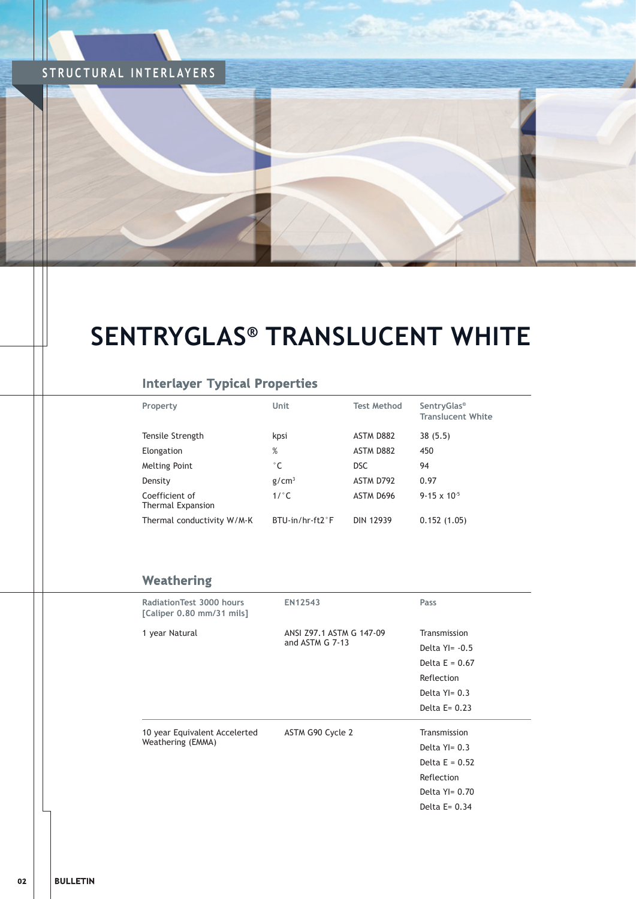STRUCTURAL INTERLAYERS

# SENTRYGLAS® TRANSLUCENT WHITE

## Interlayer Typical Properties

| Property | Unit | Test Method | SentryGlas® Translucent White |
|---|---|---|---|
| Tensile Strength | kpsi | ASTM D882 | 38 (5.5) |
| Elongation | % | ASTM D882 | 450 |
| Melting Point | °C | DSC | 94 |
| Density | g/cm³ | ASTM D792 | 0.97 |
| Coefficient of Thermal Expansion | 1/°C | ASTM D696 | 9-15 x $10^{-5}$ |
| Thermal conductivity W/M-K | BTU-in/hr-ft2°F | DIN 12939 | 0.152 (1.05) |

## Weathering

| RadiationTest 3000 hours [Caliper 0.80 mm/31 mils] | EN12543 | Pass |
|---|---|---|
| 1 year Natural | ANSI Z97.1 ASTM G 147-09 and ASTM G 7-13 | Transmission<br>Delta YI= -0.5<br>Delta E = 0.67<br>Reflection<br>Delta YI= 0.3<br>Delta E= 0.23 |
| 10 year Equivalent Accelerted Weathering (EMMA) | ASTM G90 Cycle 2 | Transmission<br>Delta YI= 0.3<br>Delta E = 0.52<br>Reflection<br>Delta YI= 0.70<br>Delta E= 0.34 |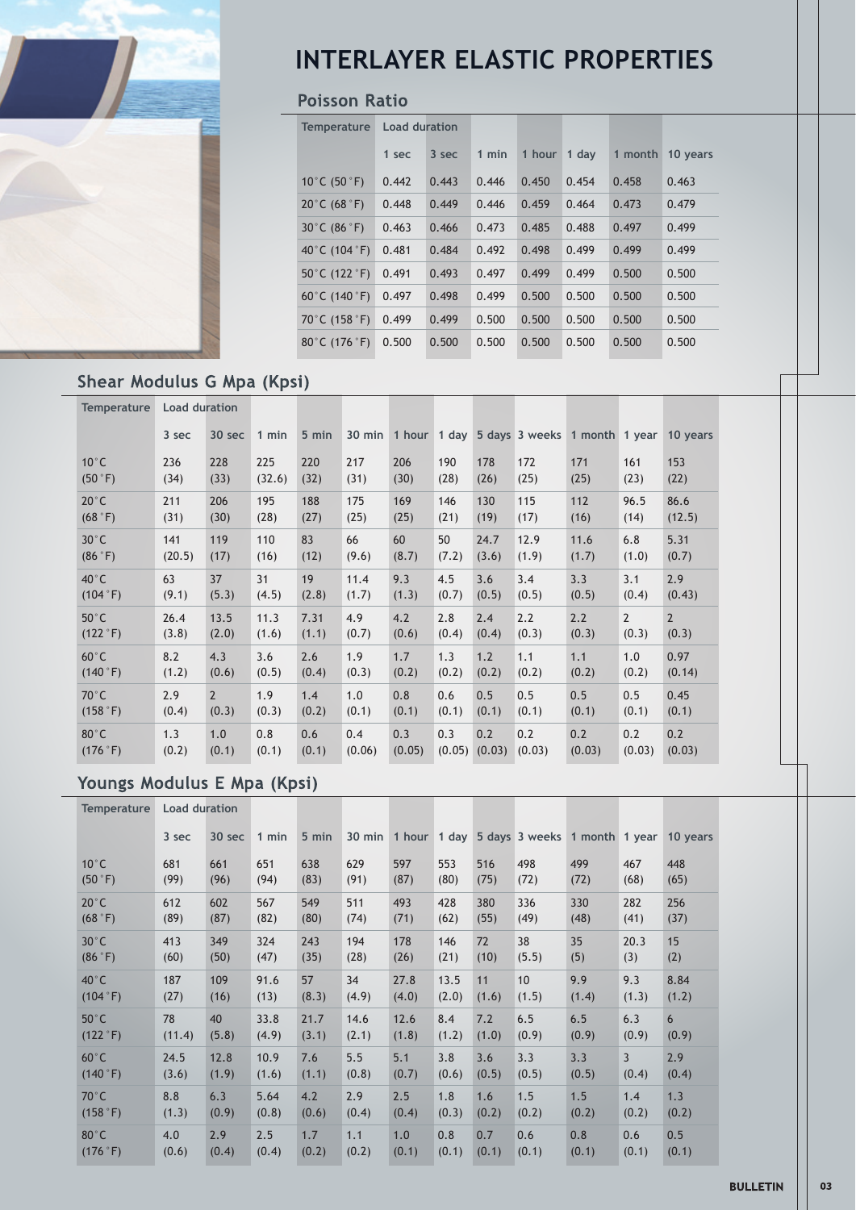# INTERLAYER ELASTIC PROPERTIES

## Poisson Ratio

| Temperature | Load duration | | | | | | |
|---|---|---|---|---|---|---|---|
| | 1 sec | 3 sec | 1 min | 1 hour | 1 day | 1 month | 10 years |
| 10°C (50°F) | 0.442 | 0.443 | 0.446 | 0.450 | 0.454 | 0.458 | 0.463 |
| 20°C (68°F) | 0.448 | 0.449 | 0.446 | 0.459 | 0.464 | 0.473 | 0.479 |
| 30°C (86°F) | 0.463 | 0.466 | 0.473 | 0.485 | 0.488 | 0.497 | 0.499 |
| 40°C (104°F) | 0.481 | 0.484 | 0.492 | 0.498 | 0.499 | 0.499 | 0.499 |
| 50°C (122°F) | 0.491 | 0.493 | 0.497 | 0.499 | 0.499 | 0.500 | 0.500 |
| 60°C (140°F) | 0.497 | 0.498 | 0.499 | 0.500 | 0.500 | 0.500 | 0.500 |
| 70°C (158°F) | 0.499 | 0.499 | 0.500 | 0.500 | 0.500 | 0.500 | 0.500 |
| 80°C (176°F) | 0.500 | 0.500 | 0.500 | 0.500 | 0.500 | 0.500 | 0.500 |

## Shear Modulus G Mpa (Kpsi)

| Temperature | Load duration | | | | | | | | | | |
|---|---|---|---|---|---|---|---|---|---|---|---|
| | 3 sec | 30 sec | 1 min | 5 min | 30 min | 1 hour | 1 day | 5 days | 3 weeks | 1 month | 1 year | 10 years |
| 10°C (50°F) | 236 (34) | 228 (33) | 225 (32.6) | 220 (32) | 217 (31) | 206 (30) | 190 (28) | 178 (26) | 172 (25) | 171 (25) | 161 (23) | 153 (22) |
| 20°C (68°F) | 211 (31) | 206 (30) | 195 (28) | 188 (27) | 175 (25) | 169 (25) | 146 (21) | 130 (19) | 115 (17) | 112 (16) | 96.5 (14) | 86.6 (12.5) |
| 30°C (86°F) | 141 (20.5) | 119 (17) | 110 (16) | 83 (12) | 66 (9.6) | 60 (8.7) | 50 (7.2) | 24.7 (3.6) | 12.9 (1.9) | 11.6 (1.7) | 6.8 (1.0) | 5.31 (0.7) |
| 40°C (104°F) | 63 (9.1) | 37 (5.3) | 31 (4.5) | 19 (2.8) | 11.4 (1.7) | 9.3 (1.3) | 4.5 (0.7) | 3.6 (0.5) | 3.4 (0.5) | 3.3 (0.5) | 3.1 (0.4) | 2.9 (0.43) |
| 50°C (122°F) | 26.4 (3.8) | 13.5 (2.0) | 11.3 (1.6) | 7.31 (1.1) | 4.9 (0.7) | 4.2 (0.6) | 2.8 (0.4) | 2.4 (0.4) | 2.2 (0.3) | 2.2 (0.3) | 2 (0.3) | 2 (0.3) |
| 60°C (140°F) | 8.2 (1.2) | 4.3 (0.6) | 3.6 (0.5) | 2.6 (0.4) | 1.9 (0.3) | 1.7 (0.2) | 1.3 (0.2) | 1.2 (0.2) | 1.1 (0.2) | 1.1 (0.2) | 1.0 (0.2) | 0.97 (0.14) |
| 70°C (158°F) | 2.9 (0.4) | 2 (0.3) | 1.9 (0.3) | 1.4 (0.2) | 1.0 (0.1) | 0.8 (0.1) | 0.6 (0.1) | 0.5 (0.1) | 0.5 (0.1) | 0.5 (0.1) | 0.5 (0.1) | 0.45 (0.1) |
| 80°C (176°F) | 1.3 (0.2) | 1.0 (0.1) | 0.8 (0.1) | 0.6 (0.1) | 0.4 (0.06) | 0.3 (0.05) | 0.3 (0.05) | 0.2 (0.03) | 0.2 (0.03) | 0.2 (0.03) | 0.2 (0.03) | 0.2 (0.03) |

## Youngs Modulus E Mpa (Kpsi)

| Temperature | Load duration | | | | | | | | | | |
|---|---|---|---|---|---|---|---|---|---|---|---|
| | 3 sec | 30 sec | 1 min | 5 min | 30 min | 1 hour | 1 day | 5 days | 3 weeks | 1 month | 1 year | 10 years |
| 10°C (50°F) | 681 (99) | 661 (96) | 651 (94) | 638 (83) | 629 (91) | 597 (87) | 553 (80) | 516 (75) | 498 (72) | 499 (72) | 467 (68) | 448 (65) |
| 20°C (68°F) | 612 (89) | 602 (87) | 567 (82) | 549 (80) | 511 (74) | 493 (71) | 428 (62) | 380 (55) | 336 (49) | 330 (48) | 282 (41) | 256 (37) |
| 30°C (86°F) | 413 (60) | 349 (50) | 324 (47) | 243 (35) | 194 (28) | 178 (26) | 146 (21) | 72 (10) | 38 (5.5) | 35 (5) | 20.3 (3) | 15 (2) |
| 40°C (104°F) | 187 (27) | 109 (16) | 91.6 (13) | 57 (8.3) | 34 (4.9) | 27.8 (4.0) | 13.5 (2.0) | 11 (1.6) | 10 (1.5) | 9.9 (1.4) | 9.3 (1.3) | 8.84 (1.2) |
| 50°C (122°F) | 78 (11.4) | 40 (5.8) | 33.8 (4.9) | 21.7 (3.1) | 14.6 (2.1) | 12.6 (1.8) | 8.4 (1.2) | 7.2 (1.0) | 6.5 (0.9) | 6.5 (0.9) | 6.3 (0.9) | 6 (0.9) |
| 60°C (140°F) | 24.5 (3.6) | 12.8 (1.9) | 10.9 (1.6) | 7.6 (1.1) | 5.5 (0.8) | 5.1 (0.7) | 3.8 (0.6) | 3.6 (0.5) | 3.3 (0.5) | 3.3 (0.5) | 3 (0.4) | 2.9 (0.4) |
| 70°C (158°F) | 8.8 (1.3) | 6.3 (0.9) | 5.64 (0.8) | 4.2 (0.6) | 2.9 (0.4) | 2.5 (0.4) | 1.8 (0.3) | 1.6 (0.2) | 1.5 (0.2) | 1.5 (0.2) | 1.4 (0.2) | 1.3 (0.2) |
| 80°C (176°F) | 4.0 (0.6) | 2.9 (0.4) | 2.5 (0.4) | 1.7 (0.2) | 1.1 (0.2) | 1.0 (0.1) | 0.8 (0.1) | 0.7 (0.1) | 0.6 (0.1) | 0.8 (0.1) | 0.6 (0.1) | 0.5 (0.1) |